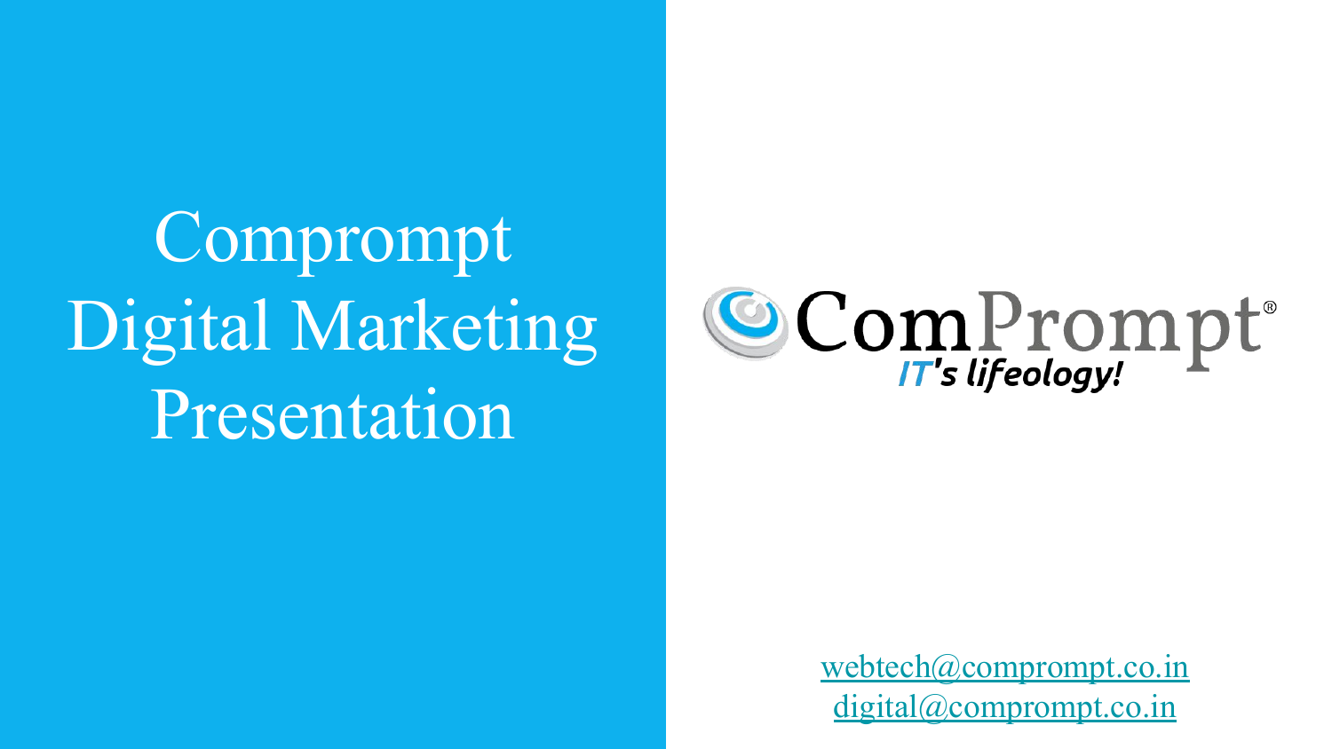# Comprompt Digital Marketing Presentation

ComPrompt®

*IT's lifeology!*

webtech@comprompt.co.in

digital@comprompt.co.in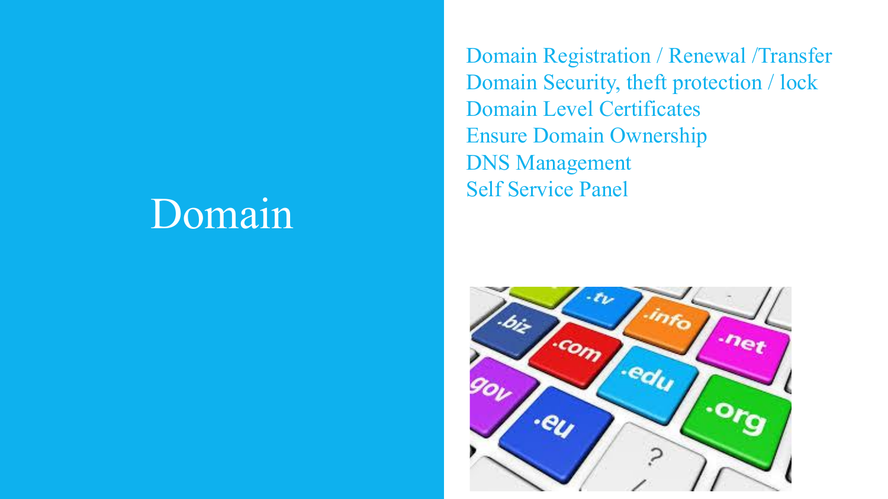# Domain

- Domain Registration / Renewal /Transfer
- Domain Security, theft protection / lock
- Domain Level Certificates
- Ensure Domain Ownership
- DNS Management
- Self Service Panel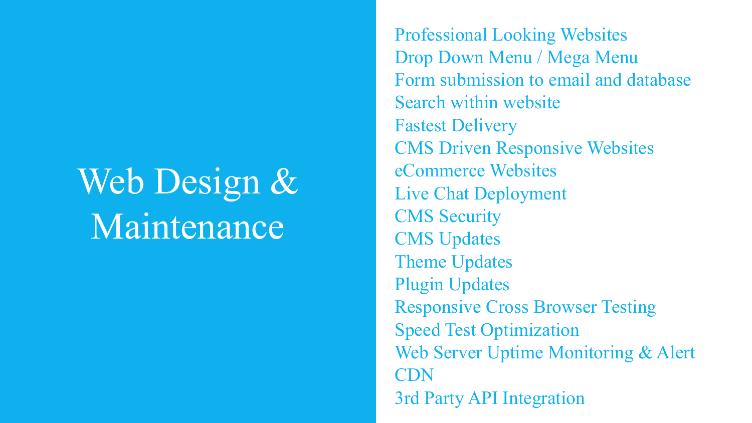# Web Design & Maintenance

- Professional Looking Websites
- Drop Down Menu / Mega Menu
- Form submission to email and database
- Search within website
- Fastest Delivery
- CMS Driven Responsive Websites
- eCommerce Websites
- Live Chat Deployment
- CMS Security
- CMS Updates
- Theme Updates
- Plugin Updates
- Responsive Cross Browser Testing
- Speed Test Optimization
- Web Server Uptime Monitoring & Alert
- CDN
- 3rd Party API Integration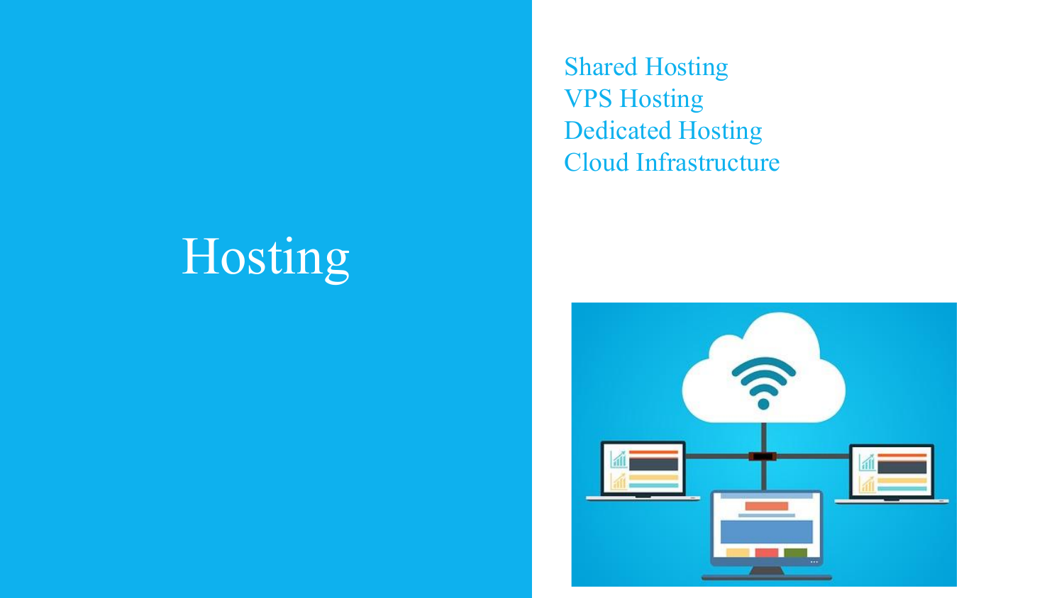# Hosting

- Shared Hosting
- VPS Hosting
- Dedicated Hosting
- Cloud Infrastructure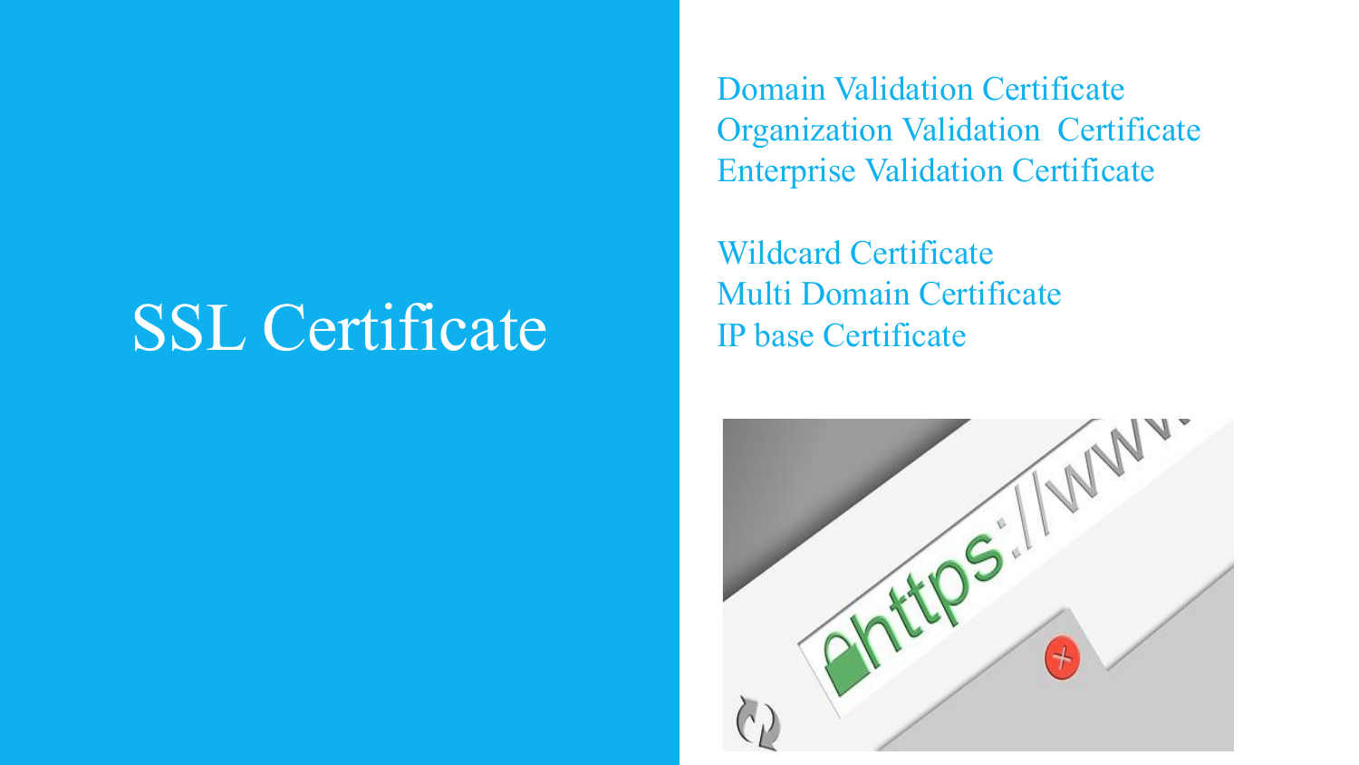# SSL Certificate

Domain Validation Certificate
Organization Validation  Certificate
Enterprise Validation Certificate

Wildcard Certificate
Multi Domain Certificate
IP base Certificate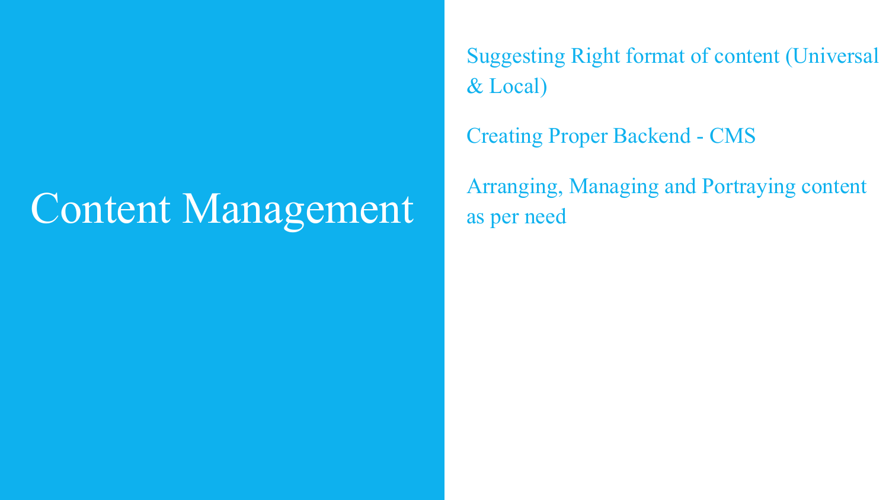# Content Management

Suggesting Right format of content (Universal & Local)

Creating Proper Backend - CMS

Arranging, Managing and Portraying content as per need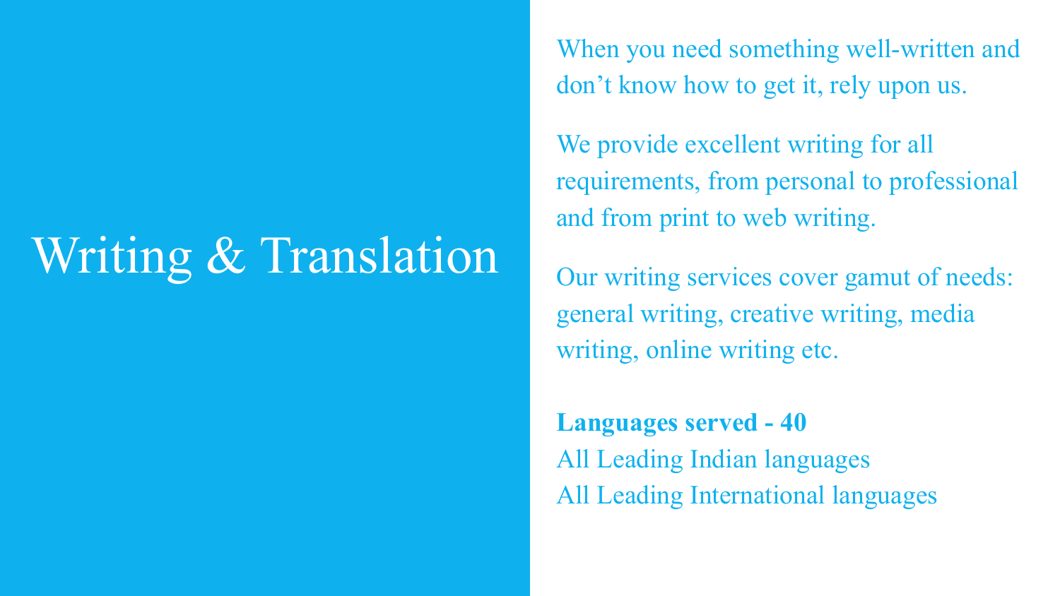# Writing & Translation

When you need something well-written and don't know how to get it, rely upon us.

We provide excellent writing for all requirements, from personal to professional and from print to web writing.

Our writing services cover gamut of needs: general writing, creative writing, media writing, online writing etc.

**Languages served - 40**
All Leading Indian languages
All Leading International languages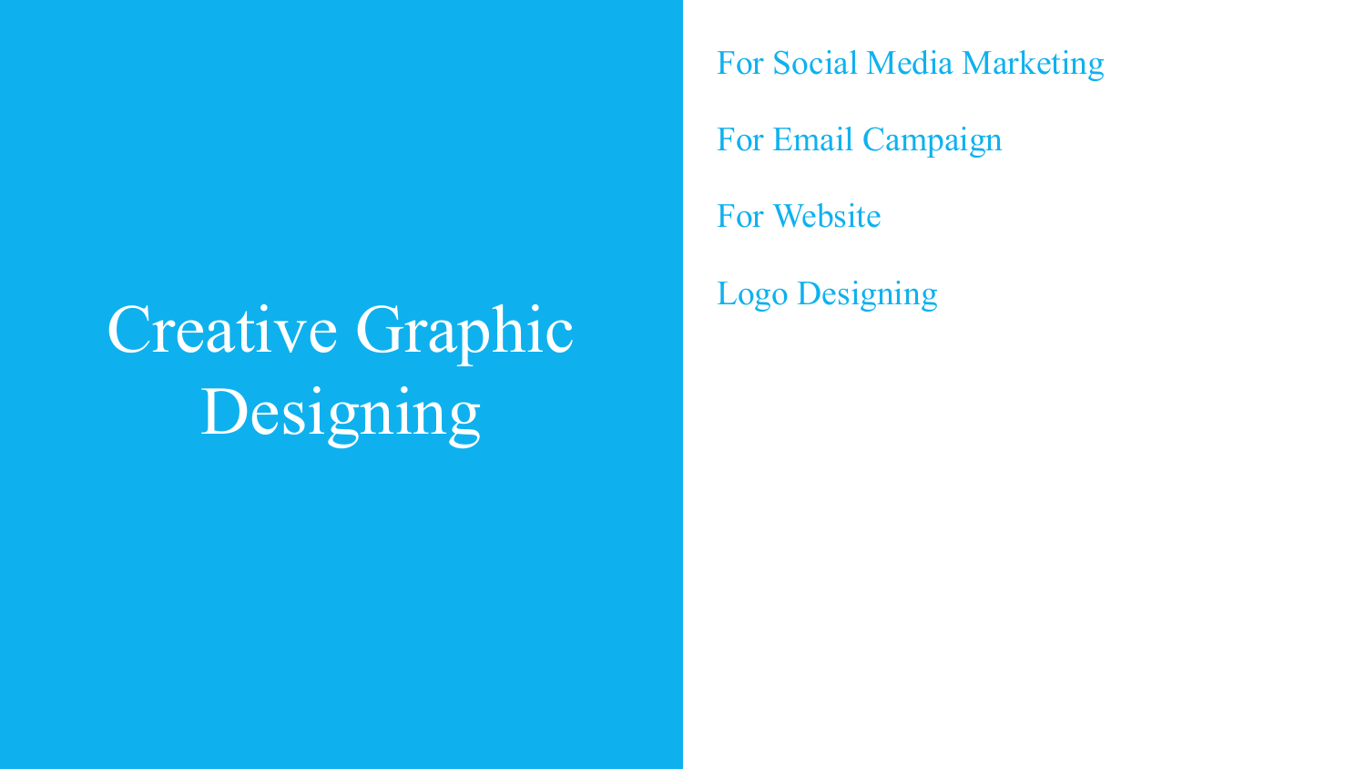# Creative Graphic Designing

- For Social Media Marketing
- For Email Campaign
- For Website
- Logo Designing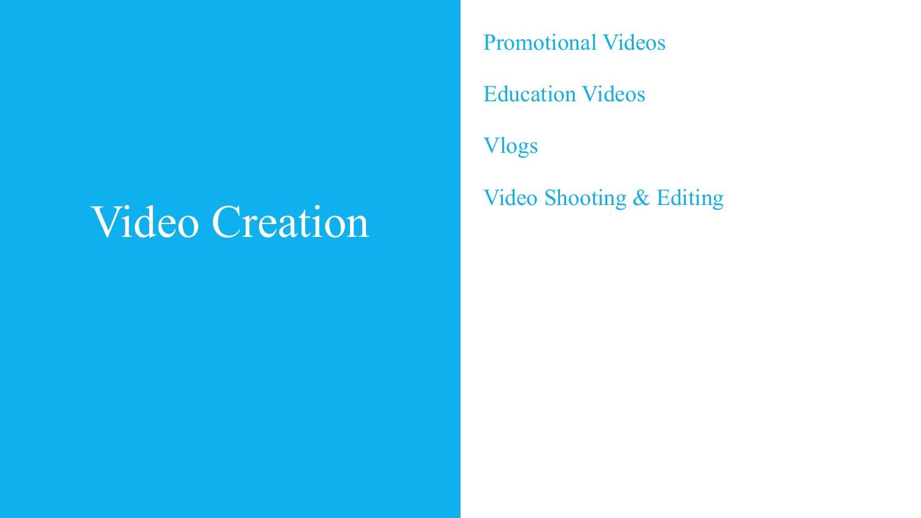# Video Creation

- Promotional Videos
- Education Videos
- Vlogs
- Video Shooting & Editing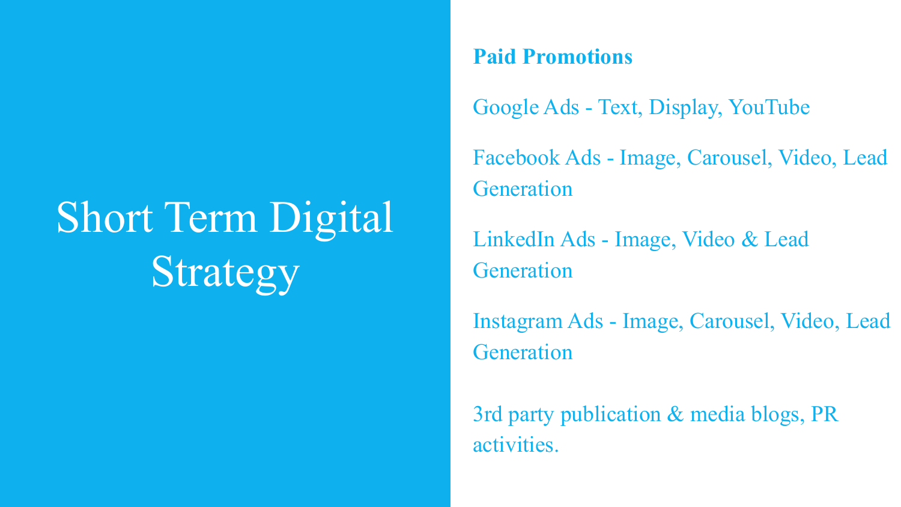# Short Term Digital Strategy

**Paid Promotions**

Google Ads - Text, Display, YouTube

Facebook Ads - Image, Carousel, Video, Lead Generation

LinkedIn Ads - Image, Video & Lead Generation

Instagram Ads - Image, Carousel, Video, Lead Generation

3rd party publication & media blogs, PR activities.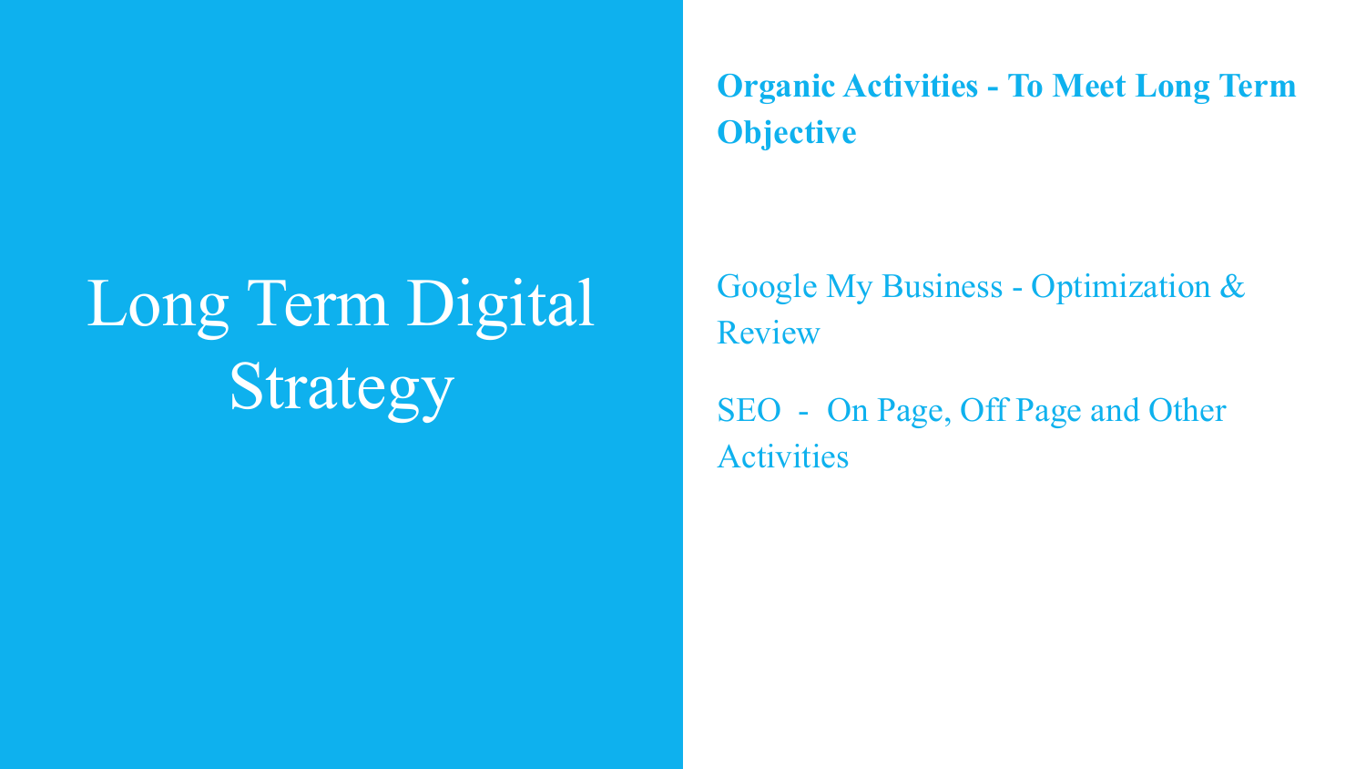# Long Term Digital Strategy

**Organic Activities - To Meet Long Term Objective**

Google My Business - Optimization & Review

SEO - On Page, Off Page and Other Activities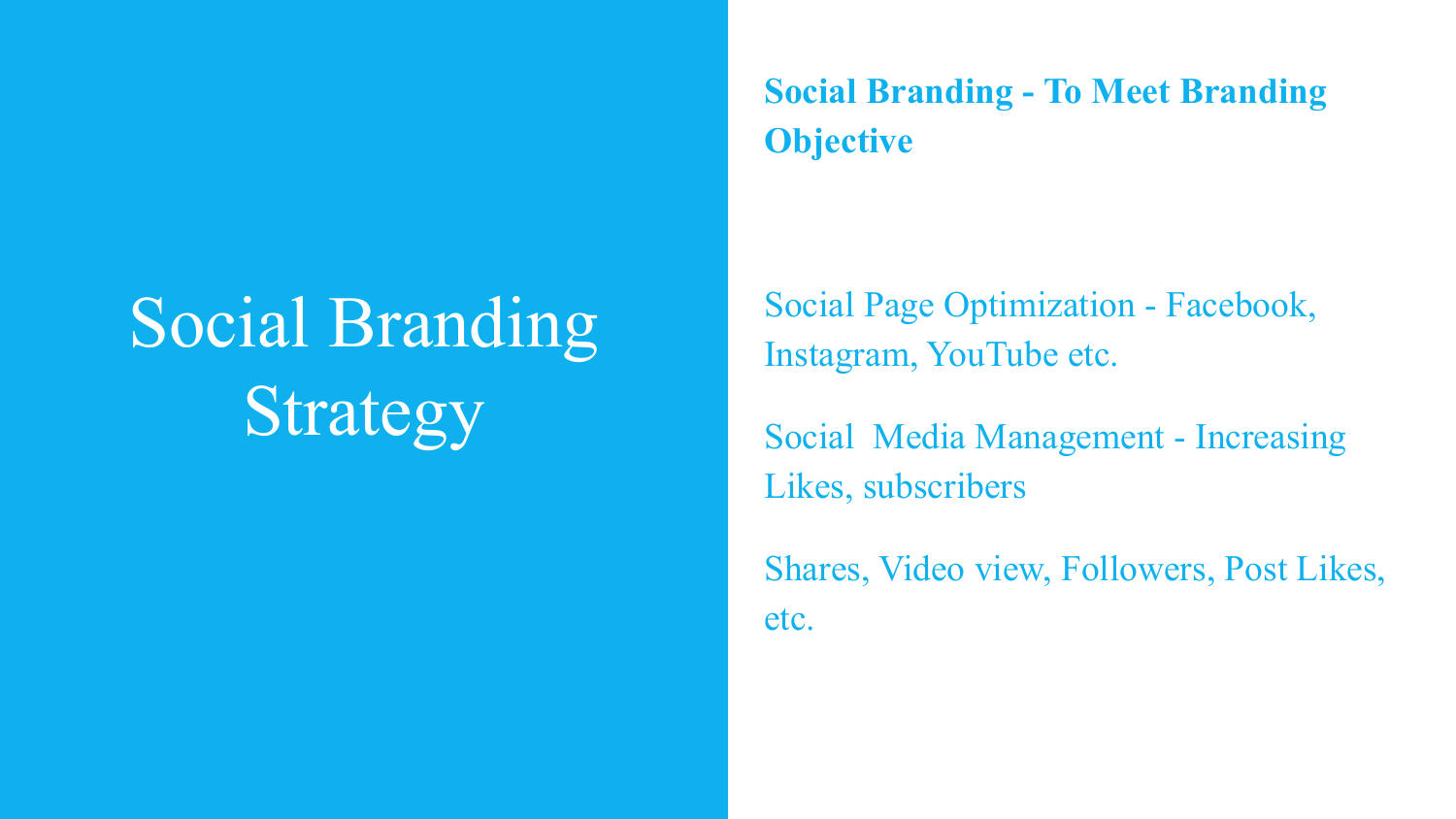# Social Branding Strategy

**Social Branding - To Meet Branding Objective**

Social Page Optimization - Facebook, Instagram, YouTube etc.

Social  Media Management - Increasing Likes, subscribers

Shares, Video view, Followers, Post Likes, etc.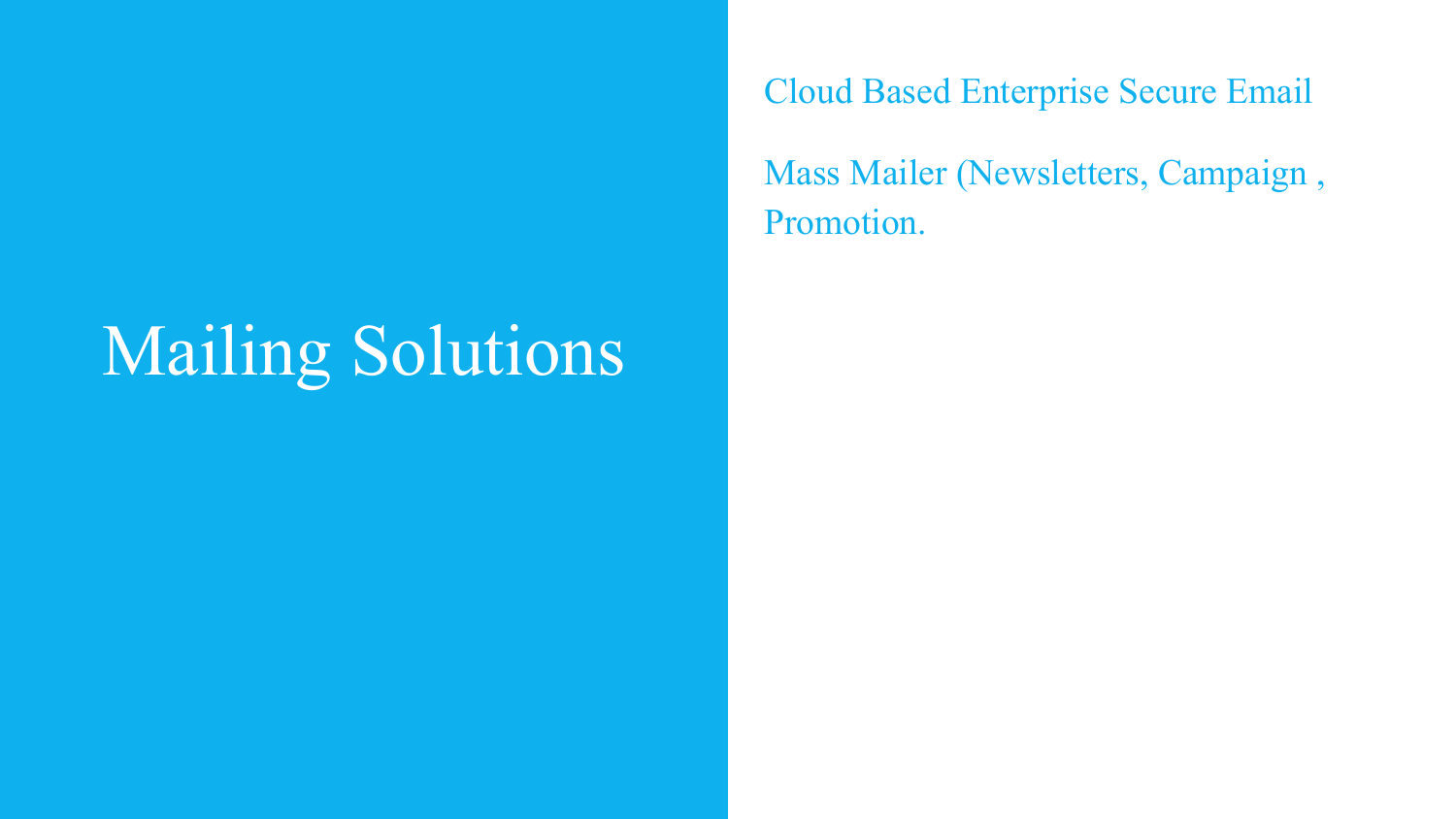# Mailing Solutions

Cloud Based Enterprise Secure Email

Mass Mailer (Newsletters, Campaign , Promotion.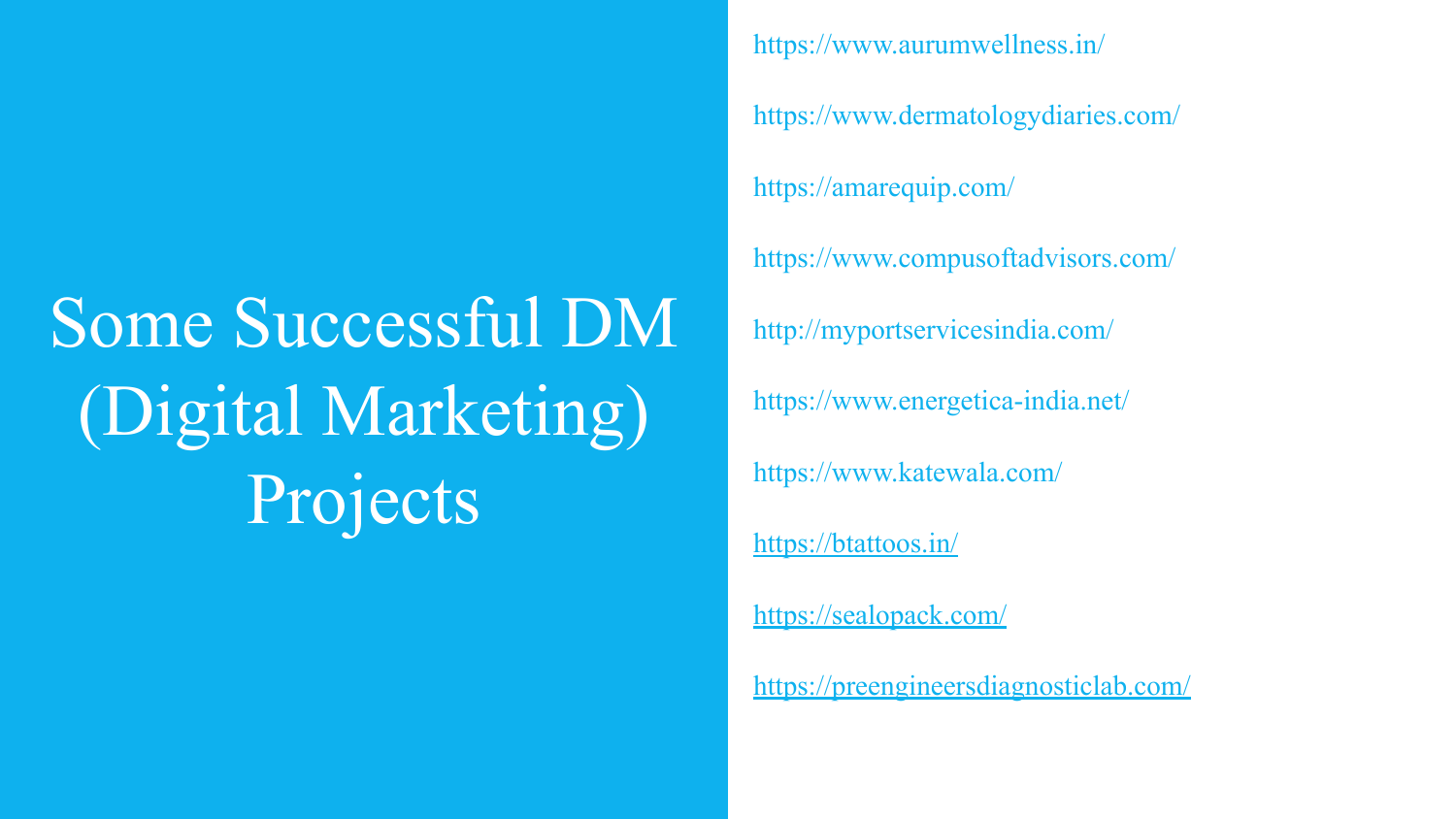# Some Successful DM (Digital Marketing) Projects

https://www.aurumwellness.in/

https://www.dermatologydiaries.com/

https://amarequip.com/

https://www.compusoftadvisors.com/

http://myportservicesindia.com/

https://www.energetica-india.net/

https://www.katewala.com/

https://btattoos.in/

https://sealopack.com/

https://preengineersdiagnosticlab.com/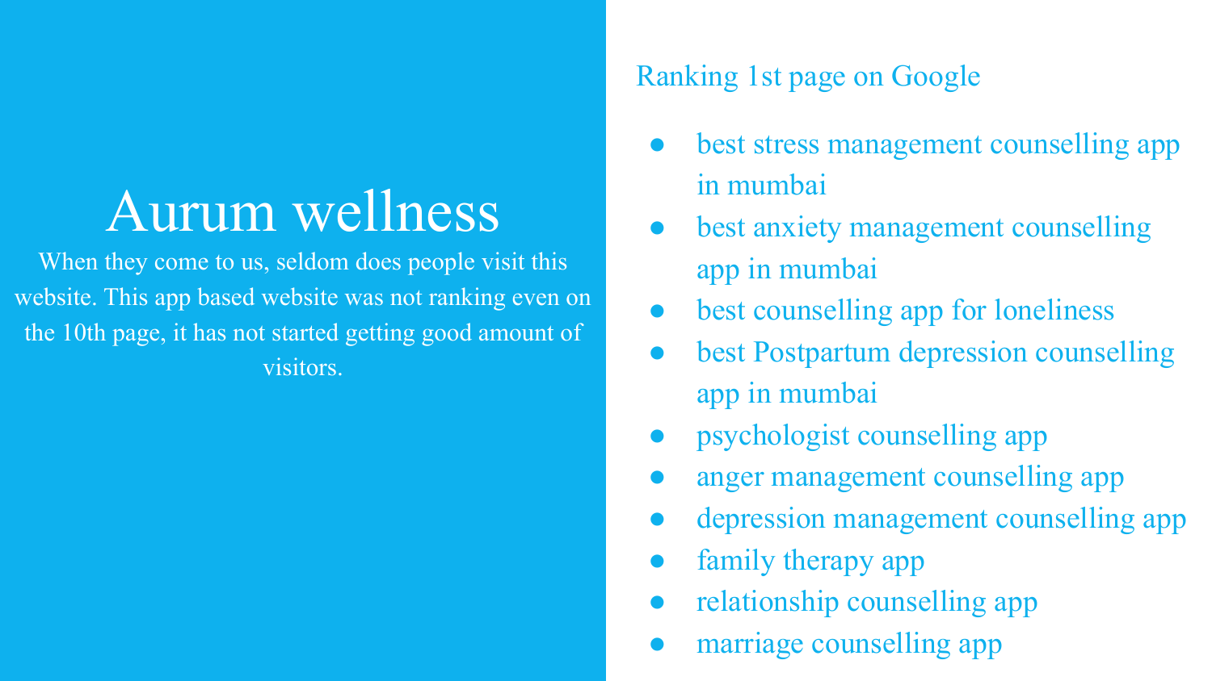# Aurum wellness

When they come to us, seldom does people visit this website. This app based website was not ranking even on the 10th page, it has not started getting good amount of visitors.

Ranking 1st page on Google

- best stress management counselling app in mumbai
- best anxiety management counselling app in mumbai
- best counselling app for loneliness
- best Postpartum depression counselling app in mumbai
- psychologist counselling app
- anger management counselling app
- depression management counselling app
- family therapy app
- relationship counselling app
- marriage counselling app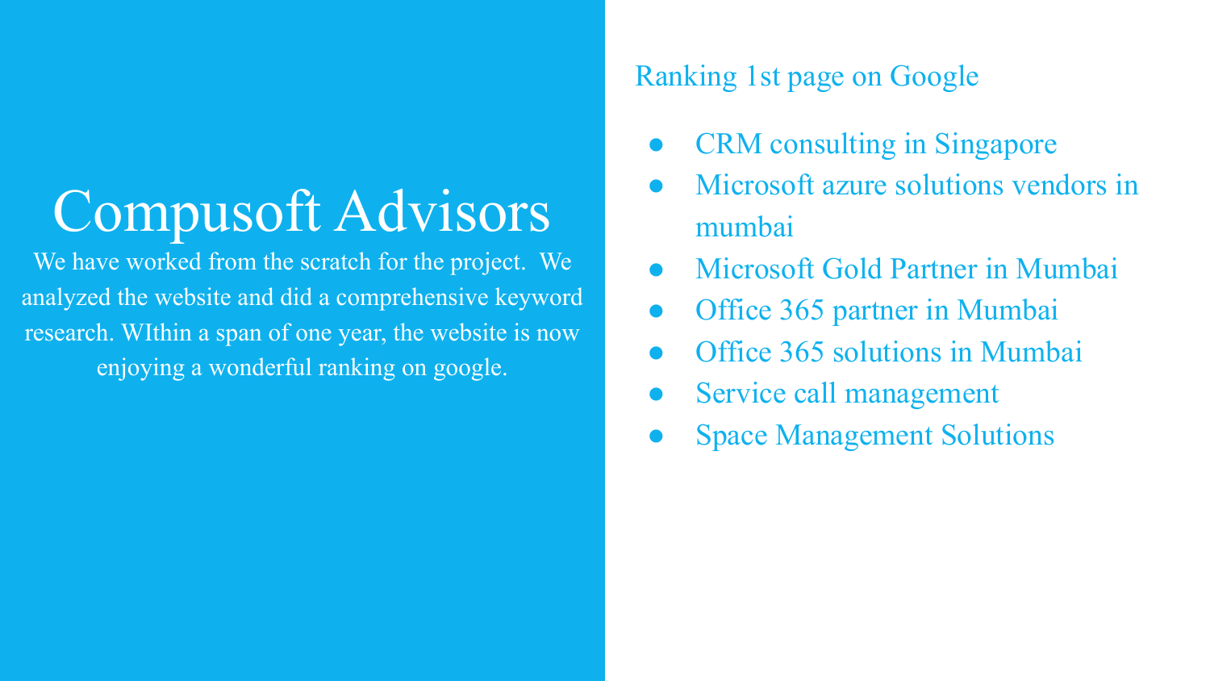# Compusoft Advisors

We have worked from the scratch for the project. We analyzed the website and did a comprehensive keyword research. WIthin a span of one year, the website is now enjoying a wonderful ranking on google.

## Ranking 1st page on Google

- CRM consulting in Singapore
- Microsoft azure solutions vendors in mumbai
- Microsoft Gold Partner in Mumbai
- Office 365 partner in Mumbai
- Office 365 solutions in Mumbai
- Service call management
- Space Management Solutions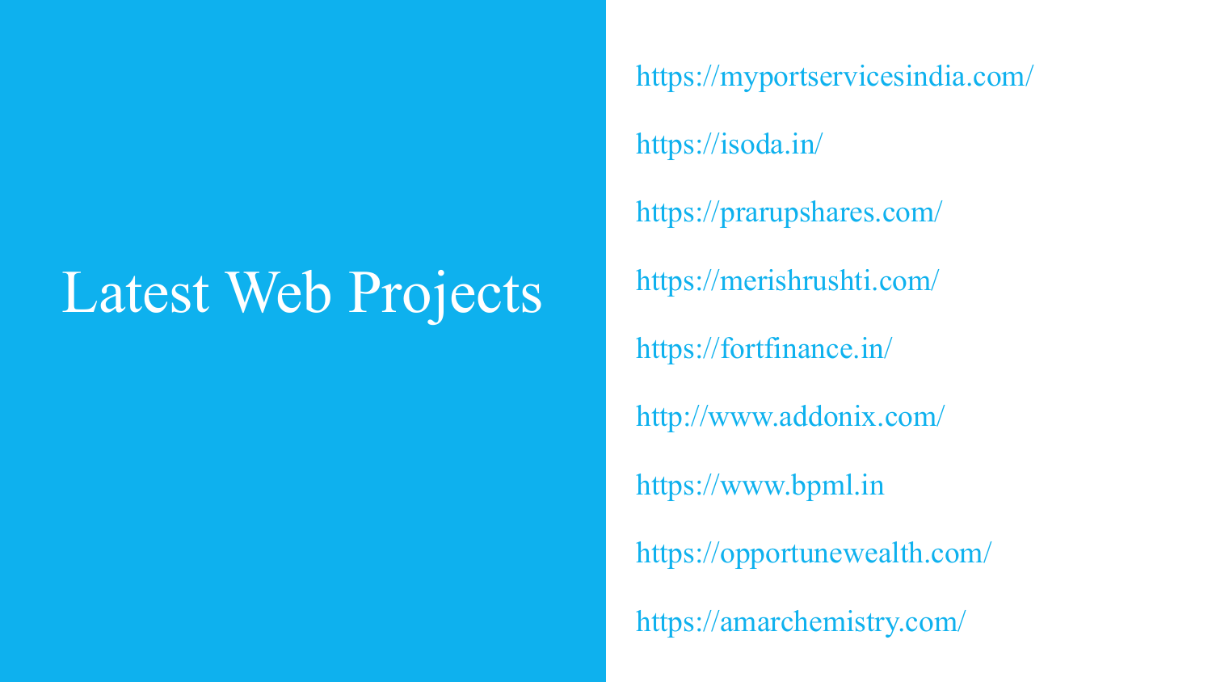# Latest Web Projects

https://myportservicesindia.com/

https://isoda.in/

https://prarupshares.com/

https://merishrushti.com/

https://fortfinance.in/

http://www.addonix.com/

https://www.bpml.in

https://opportunewealth.com/

https://amarchemistry.com/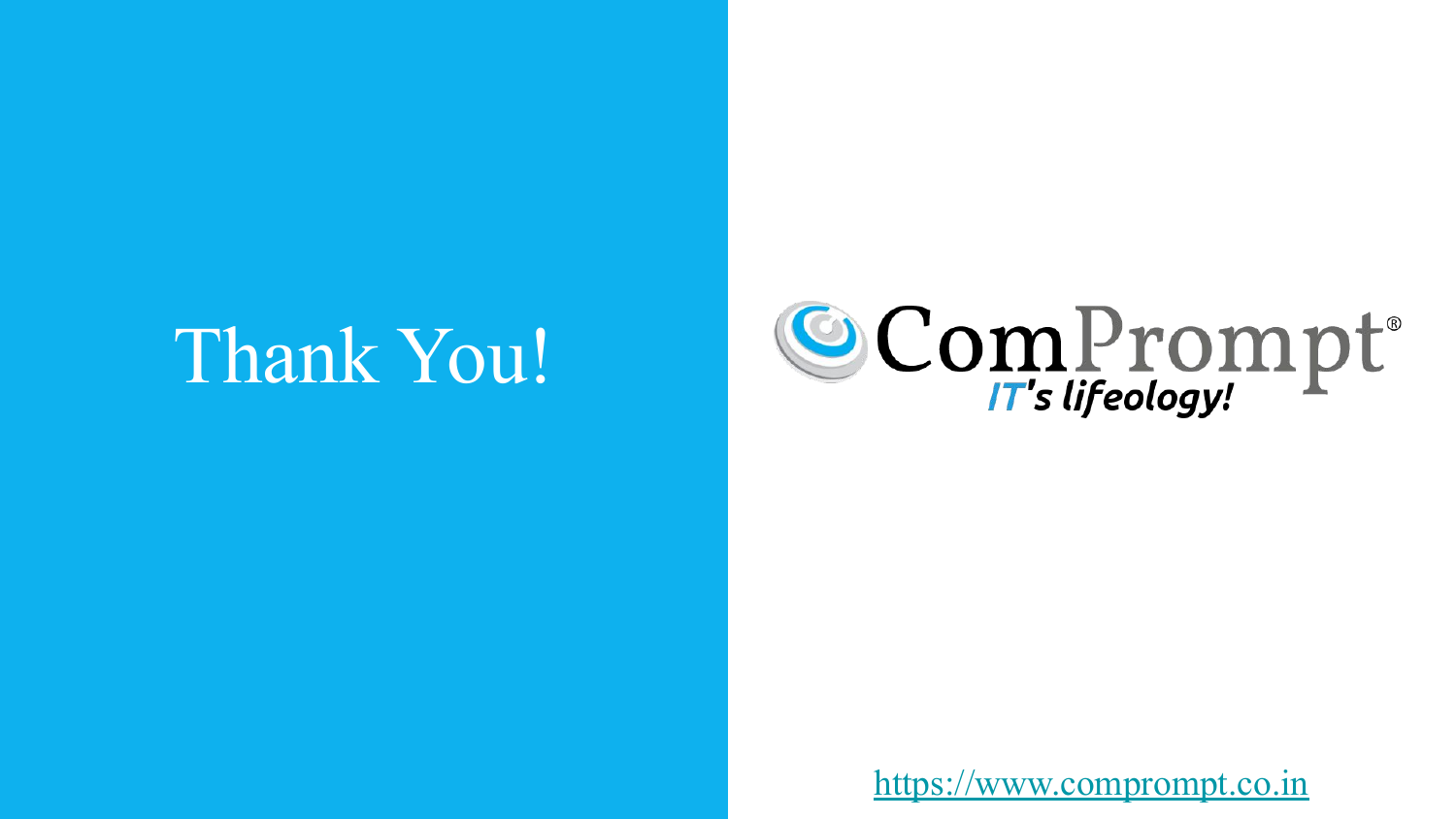# Thank You!

ComPrompt®

*IT's lifeology!*

https://www.comprompt.co.in